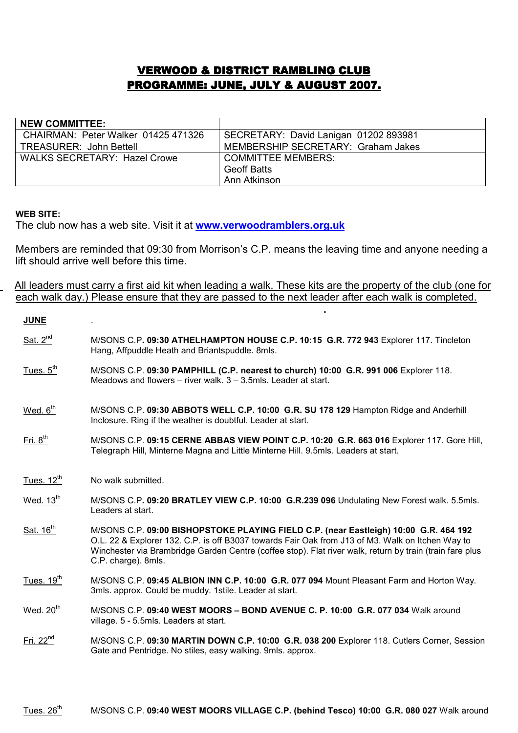# VERWOOD & DISTRICT RAMBLING CLUB
## PROGRAMME: JUNE, JULY & AUGUST 2007.

| NEW COMMITTEE: | |
|---|---|
| CHAIRMAN: Peter Walker 01425 471326 | SECRETARY: David Lanigan 01202 893981 |
| TREASURER: John Bettell | MEMBERSHIP SECRETARY: Graham Jakes |
| WALKS SECRETARY: Hazel Crowe | COMMITTEE MEMBERS:<br>Geoff Batts<br>Ann Atkinson |

**WEB SITE:**

The club now has a web site. Visit it at **www.verwoodramblers.org.uk**

Members are reminded that 09:30 from Morrison's C.P. means the leaving time and anyone needing a lift should arrive well before this time.

All leaders must carry a first aid kit when leading a walk. These kits are the property of the club (one for each walk day.) Please ensure that they are passed to the next leader after each walk is completed.

**JUNE**

Sat. 2nd — M/SONS C.P**. 09:30 ATHELHAMPTON HOUSE C.P. 10:15 G.R. 772 943** Explorer 117. Tincleton Hang, Affpuddle Heath and Briantspuddle. 8mls.

Tues. 5th — M/SONS C.P. **09:30 PAMPHILL (C.P. nearest to church) 10:00 G.R. 991 006** Explorer 118. Meadows and flowers – river walk. 3 – 3.5mls. Leader at start.

Wed. 6th — M/SONS C.P. **09:30 ABBOTS WELL C.P. 10:00 G.R. SU 178 129** Hampton Ridge and Anderhill Inclosure. Ring if the weather is doubtful. Leader at start.

Fri. 8th — M/SONS C.P. **09:15 CERNE ABBAS VIEW POINT C.P. 10:20 G.R. 663 016** Explorer 117. Gore Hill, Telegraph Hill, Minterne Magna and Little Minterne Hill. 9.5mls. Leaders at start.

Tues. 12th — No walk submitted.

Wed. 13th — M/SONS C.P**. 09:20 BRATLEY VIEW C.P. 10:00 G.R.239 096** Undulating New Forest walk. 5.5mls. Leaders at start.

Sat. 16th — M/SONS C.P. **09:00 BISHOPSTOKE PLAYING FIELD C.P. (near Eastleigh) 10:00 G.R. 464 192** O.L. 22 & Explorer 132. C.P. is off B3037 towards Fair Oak from J13 of M3. Walk on Itchen Way to Winchester via Brambridge Garden Centre (coffee stop). Flat river walk, return by train (train fare plus C.P. charge). 8mls.

Tues. 19th — M/SONS C.P. **09:45 ALBION INN C.P. 10:00 G.R. 077 094** Mount Pleasant Farm and Horton Way. 3mls. approx. Could be muddy. 1stile. Leader at start.

Wed. 20th — M/SONS C.P. **09:40 WEST MOORS – BOND AVENUE C. P. 10:00 G.R. 077 034** Walk around village. 5 - 5.5mls. Leaders at start.

Fri. 22nd — M/SONS C.P. **09:30 MARTIN DOWN C.P. 10:00 G.R. 038 200** Explorer 118. Cutlers Corner, Session Gate and Pentridge. No stiles, easy walking. 9mls. approx.

Tues. 26th — M/SONS C.P. **09:40 WEST MOORS VILLAGE C.P. (behind Tesco) 10:00 G.R. 080 027** Walk around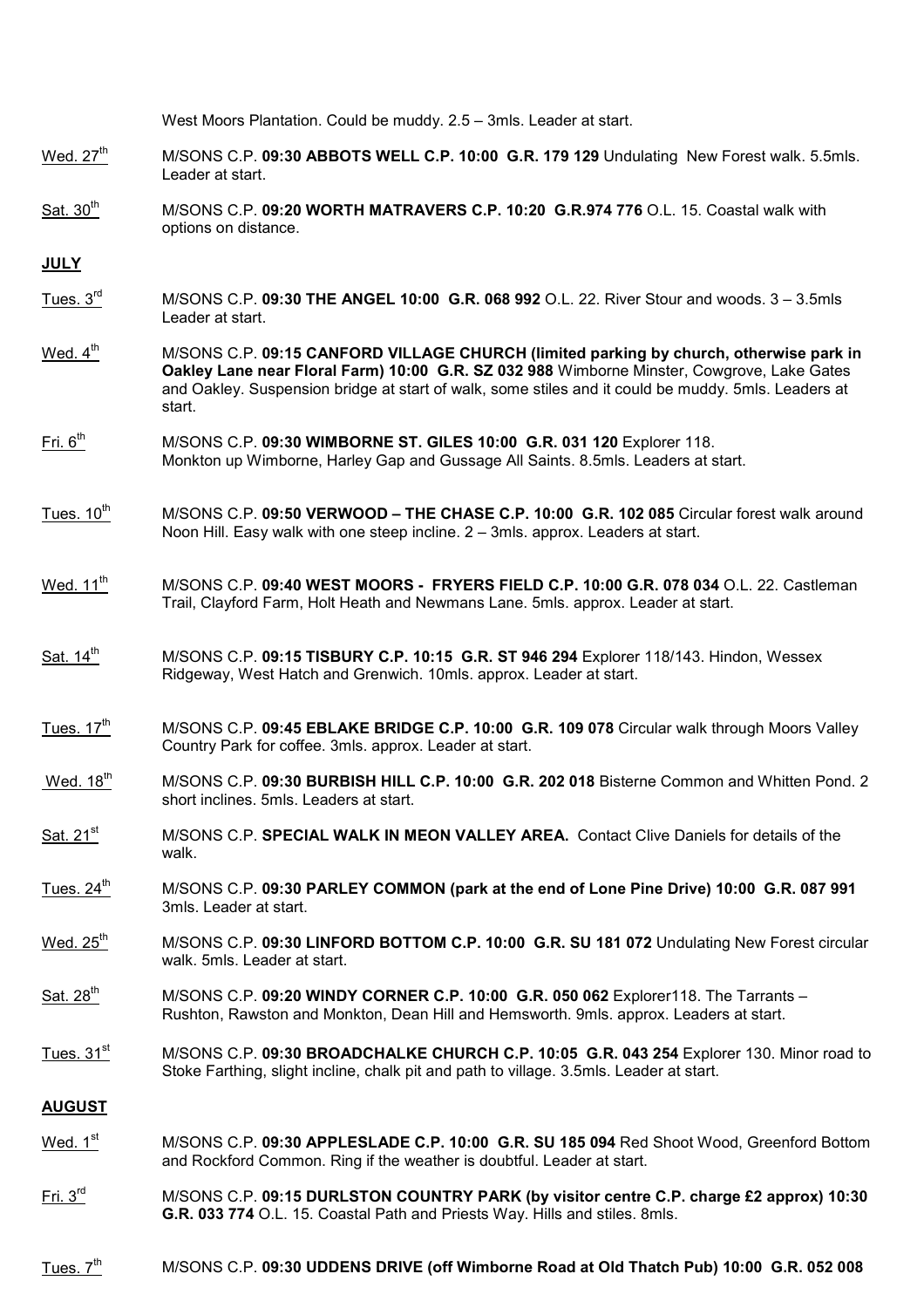West Moors Plantation. Could be muddy. 2.5 – 3mls. Leader at start.

Wed. 27th M/SONS C.P. **09:30 ABBOTS WELL C.P. 10:00 G.R. 179 129** Undulating New Forest walk. 5.5mls. Leader at start.

Sat. 30th M/SONS C.P. **09:20 WORTH MATRAVERS C.P. 10:20 G.R.974 776** O.L. 15. Coastal walk with options on distance.

**JULY**

Tues. 3rd M/SONS C.P. **09:30 THE ANGEL 10:00 G.R. 068 992** O.L. 22. River Stour and woods. 3 – 3.5mls Leader at start.

Wed. 4th M/SONS C.P. **09:15 CANFORD VILLAGE CHURCH (limited parking by church, otherwise park in Oakley Lane near Floral Farm) 10:00 G.R. SZ 032 988** Wimborne Minster, Cowgrove, Lake Gates and Oakley. Suspension bridge at start of walk, some stiles and it could be muddy. 5mls. Leaders at start.

Fri. 6th M/SONS C.P. **09:30 WIMBORNE ST. GILES 10:00 G.R. 031 120** Explorer 118. Monkton up Wimborne, Harley Gap and Gussage All Saints. 8.5mls. Leaders at start.

Tues. 10th M/SONS C.P. **09:50 VERWOOD – THE CHASE C.P. 10:00 G.R. 102 085** Circular forest walk around Noon Hill. Easy walk with one steep incline. 2 – 3mls. approx. Leaders at start.

Wed. 11th M/SONS C.P. **09:40 WEST MOORS - FRYERS FIELD C.P. 10:00 G.R. 078 034** O.L. 22. Castleman Trail, Clayford Farm, Holt Heath and Newmans Lane. 5mls. approx. Leader at start.

Sat. 14th M/SONS C.P. **09:15 TISBURY C.P. 10:15 G.R. ST 946 294** Explorer 118/143. Hindon, Wessex Ridgeway, West Hatch and Grenwich. 10mls. approx. Leader at start.

Tues. 17th M/SONS C.P. **09:45 EBLAKE BRIDGE C.P. 10:00 G.R. 109 078** Circular walk through Moors Valley Country Park for coffee. 3mls. approx. Leader at start.

Wed. 18th M/SONS C.P. **09:30 BURBISH HILL C.P. 10:00 G.R. 202 018** Bisterne Common and Whitten Pond. 2 short inclines. 5mls. Leaders at start.

Sat. 21st M/SONS C.P. **SPECIAL WALK IN MEON VALLEY AREA.** Contact Clive Daniels for details of the walk.

Tues. 24th M/SONS C.P. **09:30 PARLEY COMMON (park at the end of Lone Pine Drive) 10:00 G.R. 087 991** 3mls. Leader at start.

Wed. 25th M/SONS C.P. **09:30 LINFORD BOTTOM C.P. 10:00 G.R. SU 181 072** Undulating New Forest circular walk. 5mls. Leader at start.

Sat. 28th M/SONS C.P. **09:20 WINDY CORNER C.P. 10:00 G.R. 050 062** Explorer118. The Tarrants – Rushton, Rawston and Monkton, Dean Hill and Hemsworth. 9mls. approx. Leaders at start.

Tues. 31st M/SONS C.P. **09:30 BROADCHALKE CHURCH C.P. 10:05 G.R. 043 254** Explorer 130. Minor road to Stoke Farthing, slight incline, chalk pit and path to village. 3.5mls. Leader at start.

**AUGUST**

Wed. 1st M/SONS C.P. **09:30 APPLESLADE C.P. 10:00 G.R. SU 185 094** Red Shoot Wood, Greenford Bottom and Rockford Common. Ring if the weather is doubtful. Leader at start.

Fri. 3rd M/SONS C.P. **09:15 DURLSTON COUNTRY PARK (by visitor centre C.P. charge £2 approx) 10:30 G.R. 033 774** O.L. 15. Coastal Path and Priests Way. Hills and stiles. 8mls.

Tues. 7th M/SONS C.P. **09:30 UDDENS DRIVE (off Wimborne Road at Old Thatch Pub) 10:00 G.R. 052 008**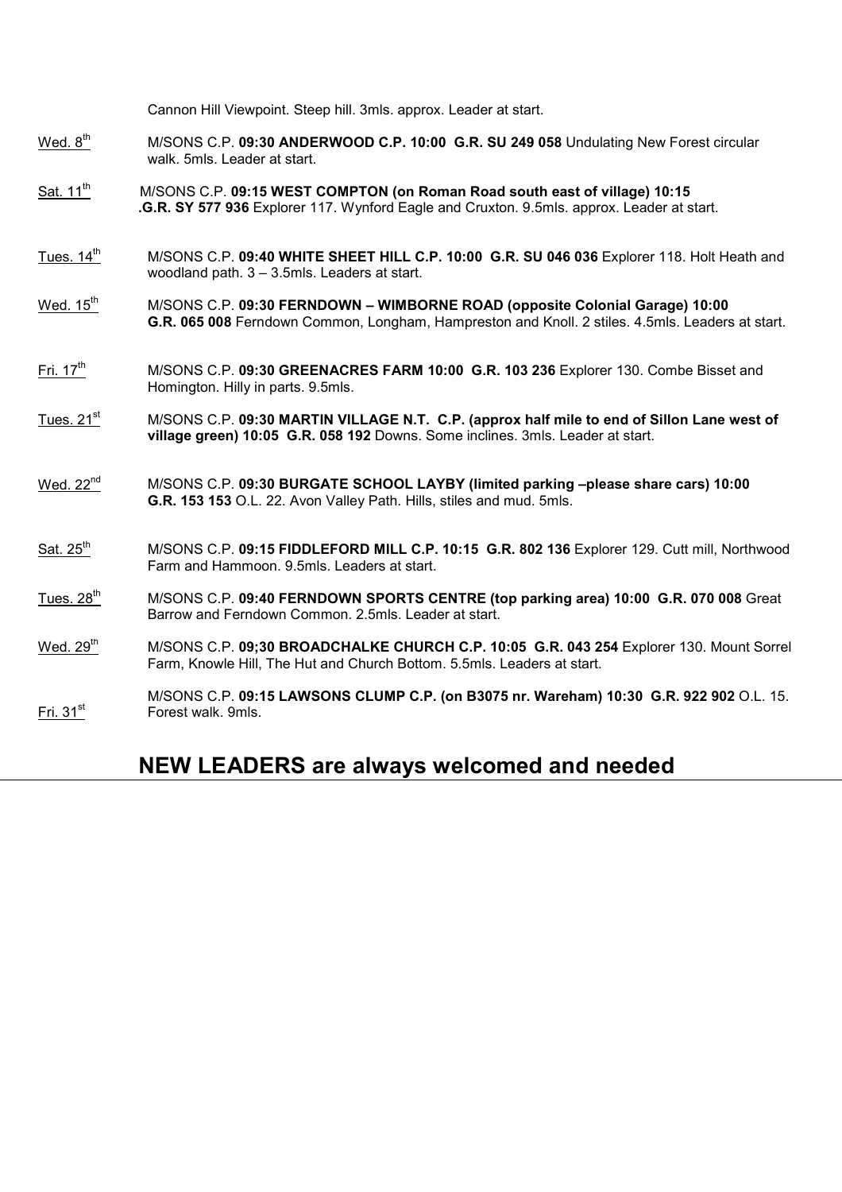Cannon Hill Viewpoint. Steep hill. 3mls. approx. Leader at start.

Wed. 8th M/SONS C.P. **09:30 ANDERWOOD C.P. 10:00 G.R. SU 249 058** Undulating New Forest circular walk. 5mls. Leader at start.

Sat. 11th M/SONS C.P. **09:15 WEST COMPTON (on Roman Road south east of village) 10:15 .G.R. SY 577 936** Explorer 117. Wynford Eagle and Cruxton. 9.5mls. approx. Leader at start.

Tues. 14th M/SONS C.P. **09:40 WHITE SHEET HILL C.P. 10:00 G.R. SU 046 036** Explorer 118. Holt Heath and woodland path. 3 – 3.5mls. Leaders at start.

Wed. 15th M/SONS C.P. **09:30 FERNDOWN – WIMBORNE ROAD (opposite Colonial Garage) 10:00 G.R. 065 008** Ferndown Common, Longham, Hampreston and Knoll. 2 stiles. 4.5mls. Leaders at start.

Fri. 17th M/SONS C.P. **09:30 GREENACRES FARM 10:00 G.R. 103 236** Explorer 130. Combe Bisset and Homington. Hilly in parts. 9.5mls.

Tues. 21st M/SONS C.P. **09:30 MARTIN VILLAGE N.T. C.P. (approx half mile to end of Sillon Lane west of village green) 10:05 G.R. 058 192** Downs. Some inclines. 3mls. Leader at start.

Wed. 22nd M/SONS C.P. **09:30 BURGATE SCHOOL LAYBY (limited parking –please share cars) 10:00 G.R. 153 153** O.L. 22. Avon Valley Path. Hills, stiles and mud. 5mls.

Sat. 25th M/SONS C.P. **09:15 FIDDLEFORD MILL C.P. 10:15 G.R. 802 136** Explorer 129. Cutt mill, Northwood Farm and Hammoon. 9.5mls. Leaders at start.

Tues. 28th M/SONS C.P. **09:40 FERNDOWN SPORTS CENTRE (top parking area) 10:00 G.R. 070 008** Great Barrow and Ferndown Common. 2.5mls. Leader at start.

Wed. 29th M/SONS C.P. **09;30 BROADCHALKE CHURCH C.P. 10:05 G.R. 043 254** Explorer 130. Mount Sorrel Farm, Knowle Hill, The Hut and Church Bottom. 5.5mls. Leaders at start.

Fri. 31st M/SONS C.P. **09:15 LAWSONS CLUMP C.P. (on B3075 nr. Wareham) 10:30 G.R. 922 902** O.L. 15. Forest walk. 9mls.

## NEW LEADERS are always welcomed and needed